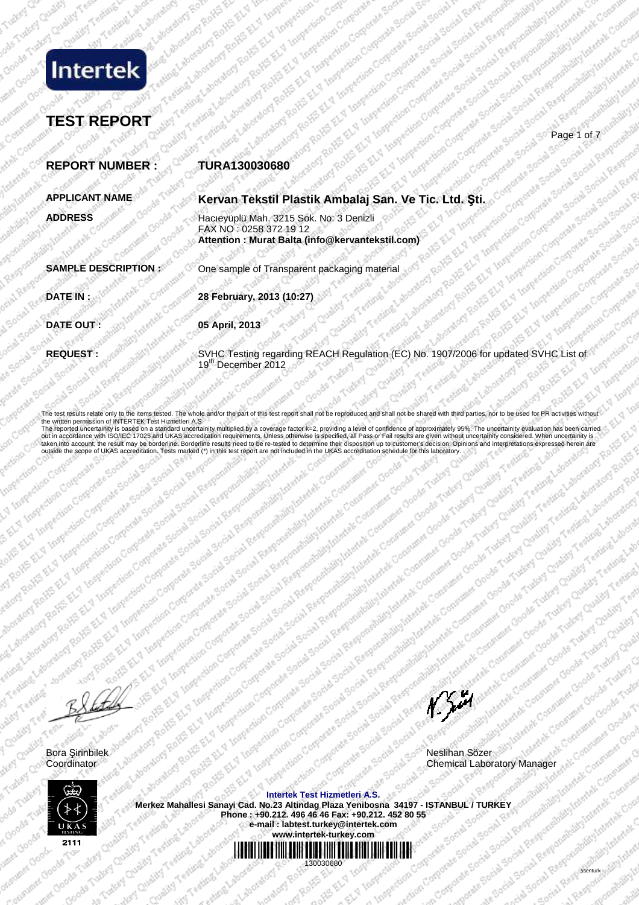Intertek

# TEST REPORT

| | |
|---|---|
| **REPORT NUMBER :** | **TURA130030680** |
| **APPLICANT NAME** | **Kervan Tekstil Plastik Ambalaj San. Ve Tic. Ltd. Şti.** |
| **ADDRESS** | Hacıeyüplü Mah. 3215 Sok. No: 3 Denizli<br>FAX NO : 0258 372 19 12<br>**Attention : Murat Balta (info@kervantekstil.com)** |
| **SAMPLE DESCRIPTION :** | One sample of Transparent packaging material |
| **DATE IN :** | **28 February, 2013 (10:27)** |
| **DATE OUT :** | **05 April, 2013** |
| **REQUEST :** | SVHC Testing regarding REACH Regulation (EC) No. 1907/2006 for updated SVHC List of 19th December 2012 |

The test results relate only to the items tested. The whole and/or the part of this test report shall not be reproduced and shall not be shared with third parties, nor to be used for PR activities without the written permission of INTERTEK Test Hizmetleri A.S.
The reported uncertainity is based on a standard uncertainity multiplied by a coverage factor k=2, providing a level of confidence of approximately 95%. The uncertainity evaluation has been carried out in accordance with ISO/IEC 17025 and UKAS accreditation requirements. Unless otherwise is specified, all Pass or Fail results are given without uncertainity considered. When uncertainity is taken into account, the result may be borderline. Borderline results need to be re-tested to determine their disposition up to customer's decision. Opinions and interpretations expressed herein are outside the scope of UKAS accreditation. Tests marked (*) in this test report are not included in the UKAS accreditation schedule for this laboratory.

Bora Şirinbilek
Coordinator

Neslihan Sözer
Chemical Laboratory Manager

UKAS TESTING 2111

**Intertek Test Hizmetleri A.S.**
**Merkez Mahallesi Sanayi Cad. No.23 Altindag Plaza Yenibosna 34197 - ISTANBUL / TURKEY**
**Phone : +90.212. 496 46 46 Fax: +90.212. 452 80 55**
**e-mail : labtest.turkey@intertek.com**
**www.intertek-turkey.com**

130030680

ssenturk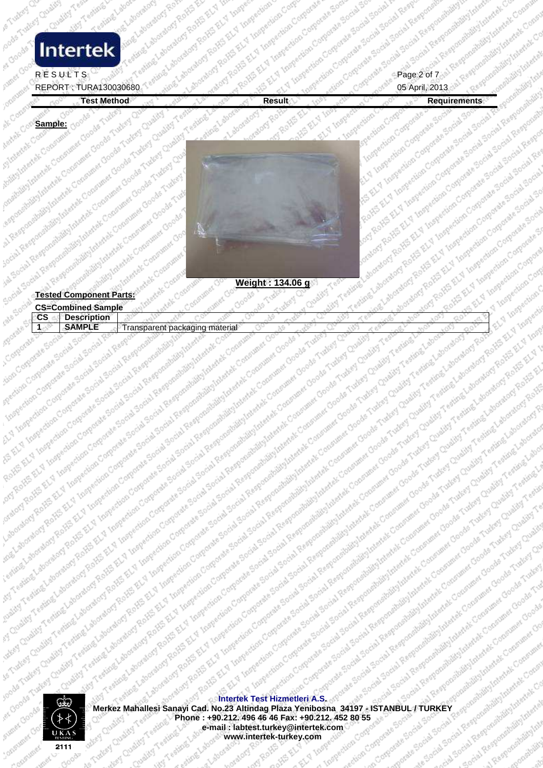**RESULTS**

REPORT : TURA130030680

05 April, 2013

| Test Method | Result | Requirements |
| --- | --- | --- |

**Sample:**

**Weight : 134.06 g**

**Tested Component Parts:**

**CS=Combined Sample**

| CS | Description | |
| --- | --- | --- |
| 1 | SAMPLE | Transparent packaging material |

**Intertek Test Hizmetleri A.S.**
**Merkez Mahallesi Sanayi Cad. No.23 Altindag Plaza Yenibosna 34197 - ISTANBUL / TURKEY**
**Phone : +90.212. 496 46 46 Fax: +90.212. 452 80 55**
**e-mail : labtest.turkey@intertek.com**
**www.intertek-turkey.com**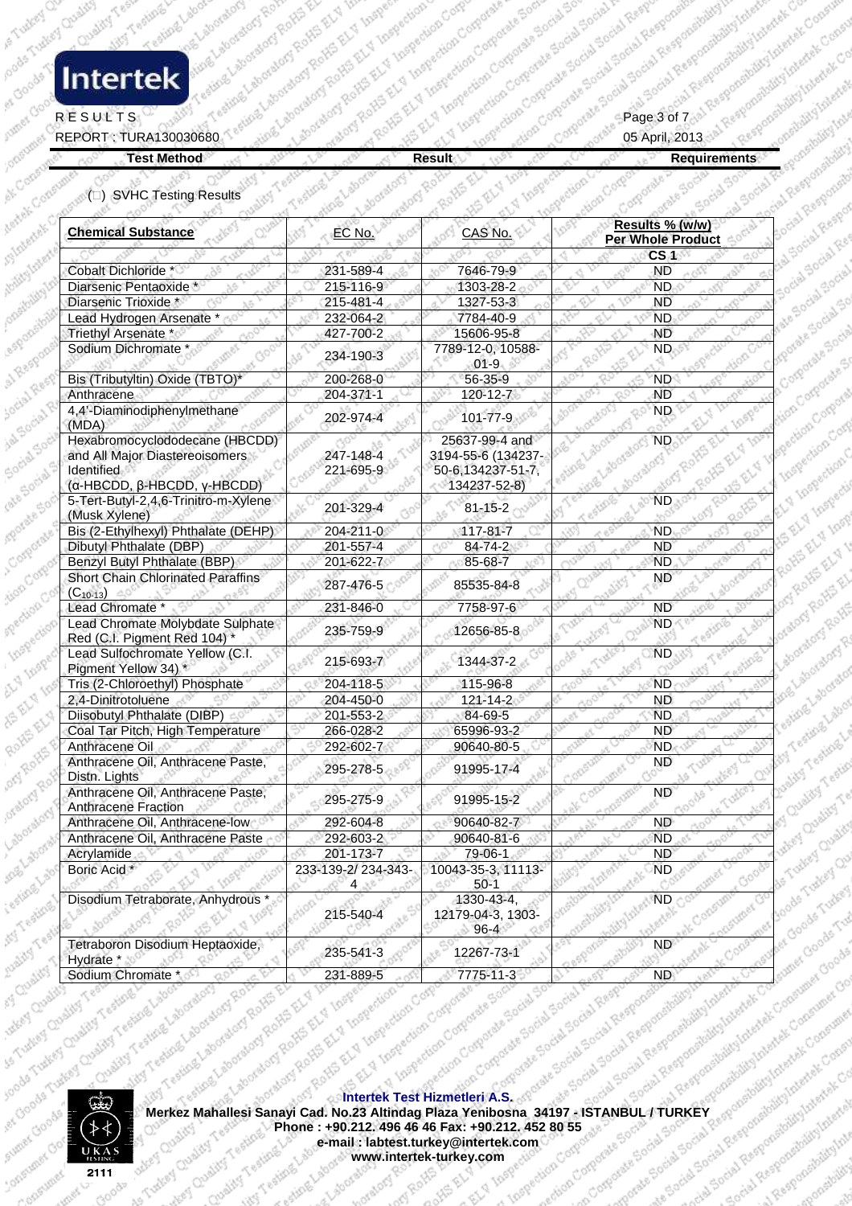RESULTS

REPORT : TURA130030680

05 April, 2013

| Test Method | Result | Requirements |
|---|---|---|

(□) SVHC Testing Results

| Chemical Substance | EC No. | CAS No. | Results % (w/w) Per Whole Product |
|---|---|---|---|
| | | | CS 1 |
| Cobalt Dichloride * | 231-589-4 | 7646-79-9 | ND |
| Diarsenic Pentaoxide * | 215-116-9 | 1303-28-2 | ND |
| Diarsenic Trioxide * | 215-481-4 | 1327-53-3 | ND |
| Lead Hydrogen Arsenate * | 232-064-2 | 7784-40-9 | ND |
| Triethyl Arsenate * | 427-700-2 | 15606-95-8 | ND |
| Sodium Dichromate * | 234-190-3 | 7789-12-0, 10588-01-9 | ND |
| Bis (Tributyltin) Oxide (TBTO)* | 200-268-0 | 56-35-9 | ND |
| Anthracene | 204-371-1 | 120-12-7 | ND |
| 4,4'-Diaminodiphenylmethane (MDA) | 202-974-4 | 101-77-9 | ND |
| Hexabromocyclododecane (HBCDD) and All Major Diastereoisomers Identified (α-HBCDD, β-HBCDD, γ-HBCDD) | 247-148-4 221-695-9 | 25637-99-4 and 3194-55-6 (134237-50-6,134237-51-7, 134237-52-8) | ND |
| 5-Tert-Butyl-2,4,6-Trinitro-m-Xylene (Musk Xylene) | 201-329-4 | 81-15-2 | ND |
| Bis (2-Ethylhexyl) Phthalate (DEHP) | 204-211-0 | 117-81-7 | ND |
| Dibutyl Phthalate (DBP) | 201-557-4 | 84-74-2 | ND |
| Benzyl Butyl Phthalate (BBP) | 201-622-7 | 85-68-7 | ND |
| Short Chain Chlorinated Paraffins ($C_{10-13}$) | 287-476-5 | 85535-84-8 | ND |
| Lead Chromate * | 231-846-0 | 7758-97-6 | ND |
| Lead Chromate Molybdate Sulphate Red (C.I. Pigment Red 104) * | 235-759-9 | 12656-85-8 | ND |
| Lead Sulfochromate Yellow (C.I. Pigment Yellow 34) * | 215-693-7 | 1344-37-2 | ND |
| Tris (2-Chloroethyl) Phosphate | 204-118-5 | 115-96-8 | ND |
| 2,4-Dinitrotoluene | 204-450-0 | 121-14-2 | ND |
| Diisobutyl Phthalate (DIBP) | 201-553-2 | 84-69-5 | ND |
| Coal Tar Pitch, High Temperature | 266-028-2 | 65996-93-2 | ND |
| Anthracene Oil | 292-602-7 | 90640-80-5 | ND |
| Anthracene Oil, Anthracene Paste, Distn. Lights | 295-278-5 | 91995-17-4 | ND |
| Anthracene Oil, Anthracene Paste, Anthracene Fraction | 295-275-9 | 91995-15-2 | ND |
| Anthracene Oil, Anthracene-low | 292-604-8 | 90640-82-7 | ND |
| Anthracene Oil, Anthracene Paste | 292-603-2 | 90640-81-6 | ND |
| Acrylamide | 201-173-7 | 79-06-1 | ND |
| Boric Acid * | 233-139-2/ 234-343-4 | 10043-35-3, 11113-50-1 | ND |
| Disodium Tetraborate, Anhydrous * | 215-540-4 | 1330-43-4, 12179-04-3, 1303-96-4 | ND |
| Tetraboron Disodium Heptaoxide, Hydrate * | 235-541-3 | 12267-73-1 | ND |
| Sodium Chromate * | 231-889-5 | 7775-11-3 | ND |

**Intertek Test Hizmetleri A.S.**
Merkez Mahallesi Sanayi Cad. No.23 Altindag Plaza Yenibosna 34197 - ISTANBUL / TURKEY
Phone : +90.212. 496 46 46 Fax: +90.212. 452 80 55
e-mail : labtest.turkey@intertek.com
www.intertek-turkey.com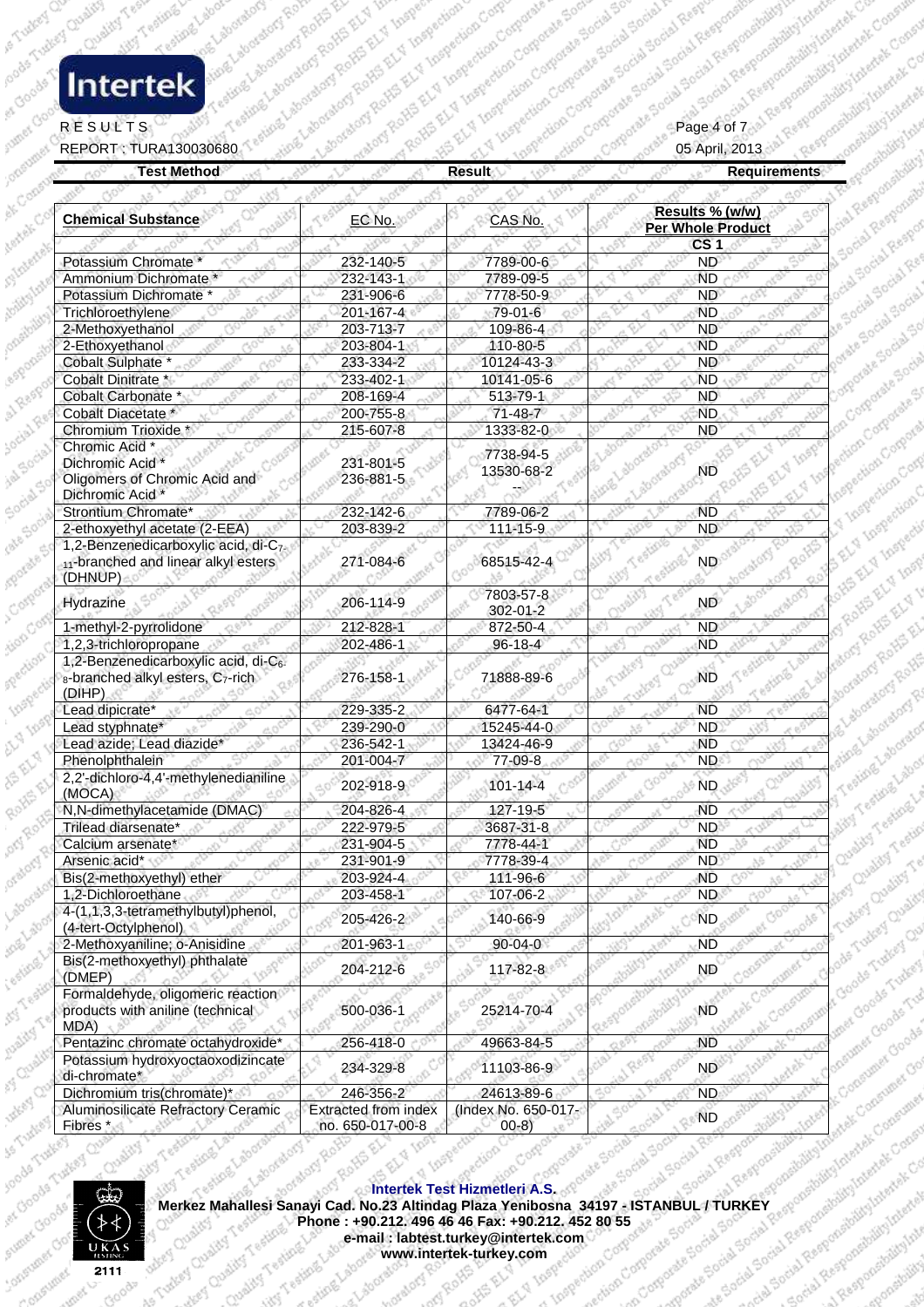RESULTS

REPORT : TURA130030680

05 April, 2013

| Test Method | Result | Requirements |
|---|---|---|

| Chemical Substance | EC No. | CAS No. | Results % (w/w) Per Whole Product |
|---|---|---|---|
| | | | CS 1 |
| Potassium Chromate * | 232-140-5 | 7789-00-6 | ND |
| Ammonium Dichromate * | 232-143-1 | 7789-09-5 | ND |
| Potassium Dichromate * | 231-906-6 | 7778-50-9 | ND |
| Trichloroethylene | 201-167-4 | 79-01-6 | ND |
| 2-Methoxyethanol | 203-713-7 | 109-86-4 | ND |
| 2-Ethoxyethanol | 203-804-1 | 110-80-5 | ND |
| Cobalt Sulphate * | 233-334-2 | 10124-43-3 | ND |
| Cobalt Dinitrate * | 233-402-1 | 10141-05-6 | ND |
| Cobalt Carbonate * | 208-169-4 | 513-79-1 | ND |
| Cobalt Diacetate * | 200-755-8 | 71-48-7 | ND |
| Chromium Trioxide * | 215-607-8 | 1333-82-0 | ND |
| Chromic Acid * Dichromic Acid * Oligomers of Chromic Acid and Dichromic Acid * | 231-801-5 236-881-5 | 7738-94-5 13530-68-2 -- | ND |
| Strontium Chromate* | 232-142-6 | 7789-06-2 | ND |
| 2-ethoxyethyl acetate (2-EEA) | 203-839-2 | 111-15-9 | ND |
| 1,2-Benzenedicarboxylic acid, di-$C_{7-11}$-branched and linear alkyl esters (DHNUP) | 271-084-6 | 68515-42-4 | ND |
| Hydrazine | 206-114-9 | 7803-57-8 302-01-2 | ND |
| 1-methyl-2-pyrrolidone | 212-828-1 | 872-50-4 | ND |
| 1,2,3-trichloropropane | 202-486-1 | 96-18-4 | ND |
| 1,2-Benzenedicarboxylic acid, di-$C_{6-8}$-branched alkyl esters, $C_7$-rich (DIHP) | 276-158-1 | 71888-89-6 | ND |
| Lead dipicrate* | 229-335-2 | 6477-64-1 | ND |
| Lead styphnate* | 239-290-0 | 15245-44-0 | ND |
| Lead azide; Lead diazide* | 236-542-1 | 13424-46-9 | ND |
| Phenolphthalein | 201-004-7 | 77-09-8 | ND |
| 2,2'-dichloro-4,4'-methylenedianiline (MOCA) | 202-918-9 | 101-14-4 | ND |
| N,N-dimethylacetamide (DMAC) | 204-826-4 | 127-19-5 | ND |
| Trilead diarsenate* | 222-979-5 | 3687-31-8 | ND |
| Calcium arsenate* | 231-904-5 | 7778-44-1 | ND |
| Arsenic acid* | 231-901-9 | 7778-39-4 | ND |
| Bis(2-methoxyethyl) ether | 203-924-4 | 111-96-6 | ND |
| 1,2-Dichloroethane | 203-458-1 | 107-06-2 | ND |
| 4-(1,1,3,3-tetramethylbutyl)phenol, (4-tert-Octylphenol) | 205-426-2 | 140-66-9 | ND |
| 2-Methoxyaniline; o-Anisidine | 201-963-1 | 90-04-0 | ND |
| Bis(2-methoxyethyl) phthalate (DMEP) | 204-212-6 | 117-82-8 | ND |
| Formaldehyde, oligomeric reaction products with aniline (technical MDA) | 500-036-1 | 25214-70-4 | ND |
| Pentazinc chromate octahydroxide* | 256-418-0 | 49663-84-5 | ND |
| Potassium hydroxyoctaoxodizincate di-chromate* | 234-329-8 | 11103-86-9 | ND |
| Dichromium tris(chromate)* | 246-356-2 | 24613-89-6 | ND |
| Aluminosilicate Refractory Ceramic Fibres * | Extracted from index no. 650-017-00-8 | (Index No. 650-017-00-8) | ND |

**Intertek Test Hizmetleri A.S.**
**Merkez Mahallesi Sanayi Cad. No.23 Altindag Plaza Yenibosna 34197 - ISTANBUL / TURKEY**
**Phone : +90.212. 496 46 46 Fax: +90.212. 452 80 55**
**e-mail : labtest.turkey@intertek.com**
**www.intertek-turkey.com**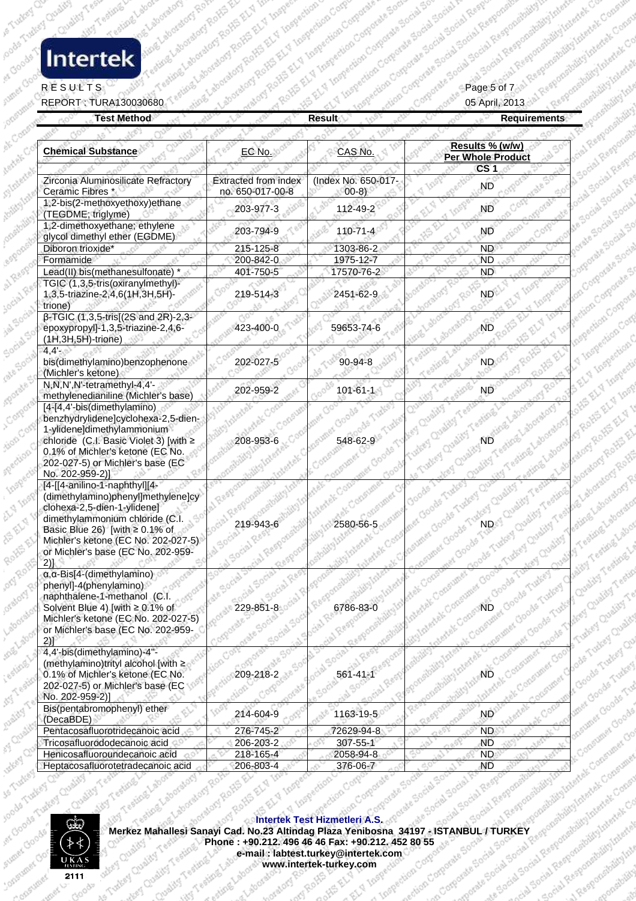RESULTS

REPORT : TURA130030680

05 April, 2013

| Test Method | Result | Requirements |
|---|---|---|

| Chemical Substance | EC No. | CAS No. | Results % (w/w) Per Whole Product |
|---|---|---|---|
| | | | CS 1 |
| Zirconia Aluminosilicate Refractory Ceramic Fibres * | Extracted from index no. 650-017-00-8 | (Index No. 650-017-00-8) | ND |
| 1,2-bis(2-methoxyethoxy)ethane (TEGDME; triglyme) | 203-977-3 | 112-49-2 | ND |
| 1,2-dimethoxyethane; ethylene glycol dimethyl ether (EGDME) | 203-794-9 | 110-71-4 | ND |
| Diboron trioxide* | 215-125-8 | 1303-86-2 | ND |
| Formamide | 200-842-0 | 1975-12-7 | ND |
| Lead(II) bis(methanesulfonate) * | 401-750-5 | 17570-76-2 | ND |
| TGIC (1,3,5-tris(oxiranylmethyl)-1,3,5-triazine-2,4,6(1H,3H,5H)-trione) | 219-514-3 | 2451-62-9 | ND |
| β-TGIC (1,3,5-tris[(2S and 2R)-2,3-epoxypropyl]-1,3,5-triazine-2,4,6-(1H,3H,5H)-trione) | 423-400-0 | 59653-74-6 | ND |
| 4,4'-bis(dimethylamino)benzophenone (Michler's ketone) | 202-027-5 | 90-94-8 | ND |
| N,N,N',N'-tetramethyl-4,4'-methylenedianiline (Michler's base) | 202-959-2 | 101-61-1 | ND |
| [4-[4,4'-bis(dimethylamino) benzhydrylidene]cyclohexa-2,5-dien-1-ylidene]dimethylammonium chloride (C.I. Basic Violet 3) [with ≥ 0.1% of Michler's ketone (EC No. 202-027-5) or Michler's base (EC No. 202-959-2)] | 208-953-6 | 548-62-9 | ND |
| [4-[[4-anilino-1-naphthyl][4-(dimethylamino)phenyl]methylene]cyclohexa-2,5-dien-1-ylidene] dimethylammonium chloride (C.I. Basic Blue 26) [with ≥ 0.1% of Michler's ketone (EC No. 202-027-5) or Michler's base (EC No. 202-959-2)] | 219-943-6 | 2580-56-5 | ND |
| α,α-Bis[4-(dimethylamino) phenyl]-4(phenylamino) naphthalene-1-methanol (C.I. Solvent Blue 4) [with ≥ 0.1% of Michler's ketone (EC No. 202-027-5) or Michler's base (EC No. 202-959-2)] | 229-851-8 | 6786-83-0 | ND |
| 4,4'-bis(dimethylamino)-4''-(methylamino)trityl alcohol [with ≥ 0.1% of Michler's ketone (EC No. 202-027-5) or Michler's base (EC No. 202-959-2)] | 209-218-2 | 561-41-1 | ND |
| Bis(pentabromophenyl) ether (DecaBDE) | 214-604-9 | 1163-19-5 | ND |
| Pentacosafluorotridecanoic acid | 276-745-2 | 72629-94-8 | ND |
| Tricosafluorododecanoic acid | 206-203-2 | 307-55-1 | ND |
| Henicosafluoroundecanoic acid | 218-165-4 | 2058-94-8 | ND |
| Heptacosafluorotetradecanoic acid | 206-803-4 | 376-06-7 | ND |

**Intertek Test Hizmetleri A.S.**
Merkez Mahallesi Sanayi Cad. No.23 Altindag Plaza Yenibosna 34197 - ISTANBUL / TURKEY
Phone : +90.212. 496 46 46 Fax: +90.212. 452 80 55
e-mail : labtest.turkey@intertek.com
www.intertek-turkey.com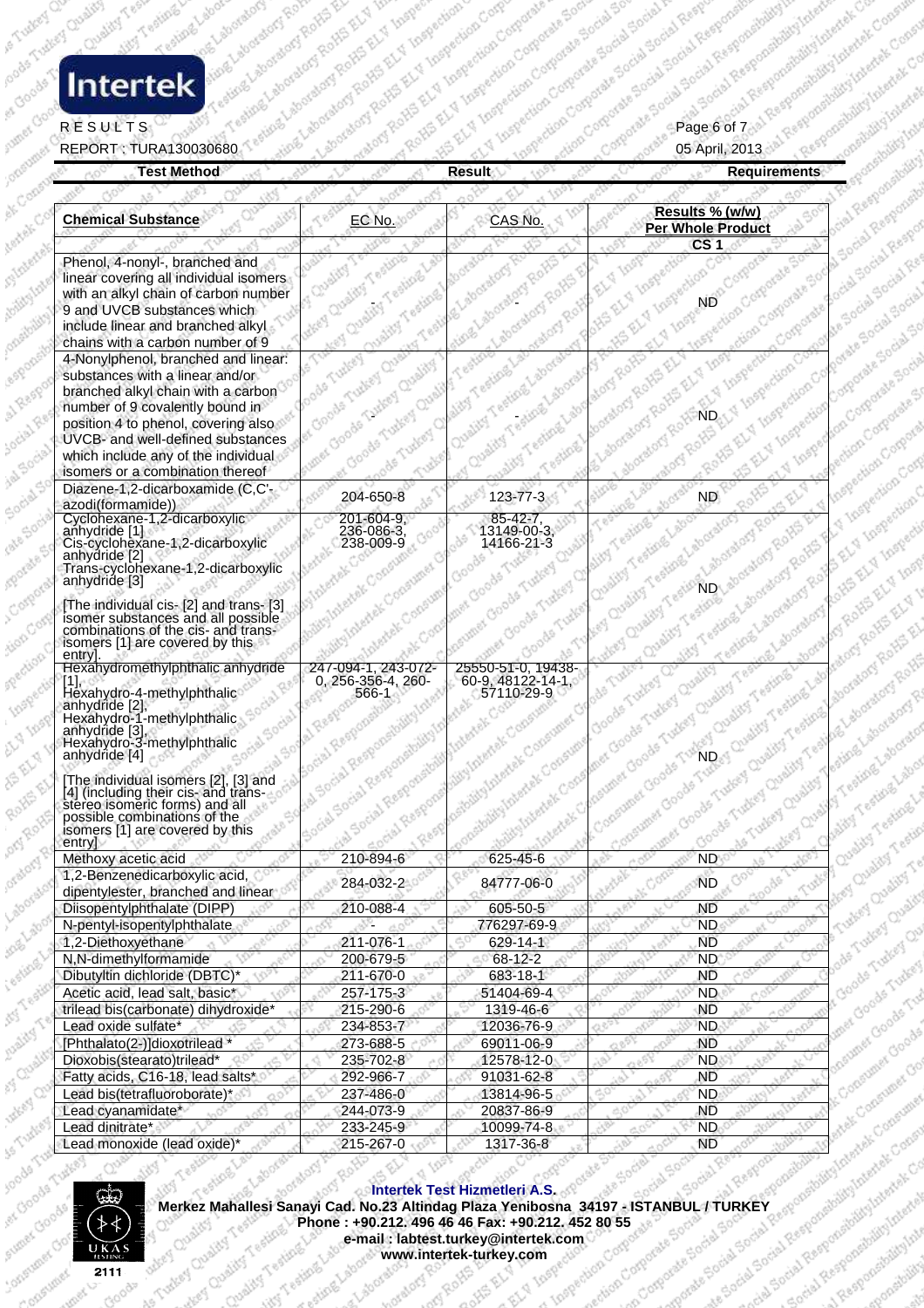| Test Method | Result | Requirements |
|---|---|---|

| Chemical Substance | EC No. | CAS No. | Results % (w/w) Per Whole Product |
|---|---|---|---|
| | | | CS 1 |
| Phenol, 4-nonyl-, branched and linear covering all individual isomers with an alkyl chain of carbon number 9 and UVCB substances which include linear and branched alkyl chains with a carbon number of 9 | - | - | ND |
| 4-Nonylphenol, branched and linear: substances with a linear and/or branched alkyl chain with a carbon number of 9 covalently bound in position 4 to phenol, covering also UVCB- and well-defined substances which include any of the individual isomers or a combination thereof | - | - | ND |
| Diazene-1,2-dicarboxamide (C,C'-azodi(formamide)) | 204-650-8 | 123-77-3 | ND |
| Cyclohexane-1,2-dicarboxylic anhydride [1] Cis-cyclohexane-1,2-dicarboxylic anhydride [2] Trans-cyclohexane-1,2-dicarboxylic anhydride [3] [The individual cis- [2] and trans- [3] isomer substances and all possible combinations of the cis- and trans-isomers [1] are covered by this entry]. | 201-604-9, 236-086-3, 238-009-9 | 85-42-7, 13149-00-3, 14166-21-3 | ND |
| Hexahydromethylphthalic anhydride [1], Hexahydro-4-methylphthalic anhydride [2], Hexahydro-1-methylphthalic anhydride [3], Hexahydro-3-methylphthalic anhydride [4] [The individual isomers [2], [3] and [4] (including their cis- and trans-stereo isomeric forms) and all possible combinations of the isomers [1] are covered by this entry] | 247-094-1, 243-072-0, 256-356-4, 260-566-1 | 25550-51-0, 19438-60-9, 48122-14-1, 57110-29-9 | ND |
| Methoxy acetic acid | 210-894-6 | 625-45-6 | ND |
| 1,2-Benzenedicarboxylic acid, dipentylester, branched and linear | 284-032-2 | 84777-06-0 | ND |
| Diisopentylphthalate (DIPP) | 210-088-4 | 605-50-5 | ND |
| N-pentyl-isopentylphthalate | - | 776297-69-9 | ND |
| 1,2-Diethoxyethane | 211-076-1 | 629-14-1 | ND |
| N,N-dimethylformamide | 200-679-5 | 68-12-2 | ND |
| Dibutyltin dichloride (DBTC)* | 211-670-0 | 683-18-1 | ND |
| Acetic acid, lead salt, basic* | 257-175-3 | 51404-69-4 | ND |
| trilead bis(carbonate) dihydroxide* | 215-290-6 | 1319-46-6 | ND |
| Lead oxide sulfate* | 234-853-7 | 12036-76-9 | ND |
| [Phthalato(2-)]dioxotrilead * | 273-688-5 | 69011-06-9 | ND |
| Dioxobis(stearato)trilead* | 235-702-8 | 12578-12-0 | ND |
| Fatty acids, C16-18, lead salts* | 292-966-7 | 91031-62-8 | ND |
| Lead bis(tetrafluoroborate)* | 237-486-0 | 13814-96-5 | ND |
| Lead cyanamidate* | 244-073-9 | 20837-86-9 | ND |
| Lead dinitrate* | 233-245-9 | 10099-74-8 | ND |
| Lead monoxide (lead oxide)* | 215-267-0 | 1317-36-8 | ND |

**Intertek Test Hizmetleri A.S.**
Merkez Mahallesi Sanayi Cad. No.23 Altindag Plaza Yenibosna 34197 - ISTANBUL / TURKEY
Phone : +90.212. 496 46 46 Fax: +90.212. 452 80 55
e-mail : labtest.turkey@intertek.com
www.intertek-turkey.com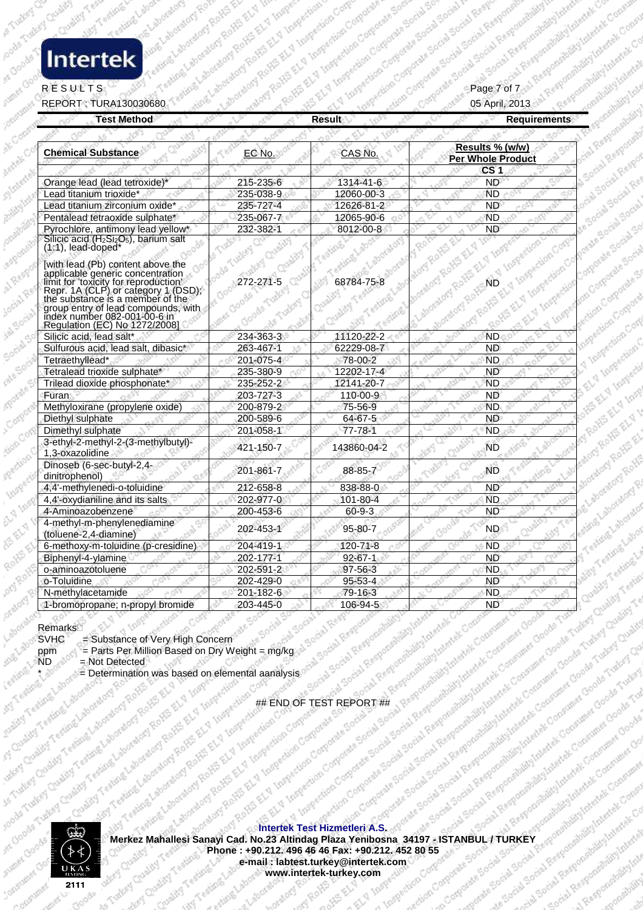| Test Method | Result | Requirements |
|---|---|---|

| Chemical Substance | EC No. | CAS No. | Results % (w/w) Per Whole Product |
|---|---|---|---|
| | | | CS 1 |
| Orange lead (lead tetroxide)* | 215-235-6 | 1314-41-6 | ND |
| Lead titanium trioxide* | 235-038-9 | 12060-00-3 | ND |
| Lead titanium zirconium oxide* | 235-727-4 | 12626-81-2 | ND |
| Pentalead tetraoxide sulphate* | 235-067-7 | 12065-90-6 | ND |
| Pyrochlore, antimony lead yellow* | 232-382-1 | 8012-00-8 | ND |
| Silicic acid ($H_2Si_2O_5$), barium salt (1:1), lead-doped* [with lead (Pb) content above the applicable generic concentration limit for 'toxicity for reproduction' Repr. 1A (CLP) or category 1 (DSD); the substance is a member of the group entry of lead compounds, with index number 082-001-00-6 in Regulation (EC) No 1272/2008] | 272-271-5 | 68784-75-8 | ND |
| Silicic acid, lead salt* | 234-363-3 | 11120-22-2 | ND |
| Sulfurous acid, lead salt, dibasic* | 263-467-1 | 62229-08-7 | ND |
| Tetraethyllead* | 201-075-4 | 78-00-2 | ND |
| Tetralead trioxide sulphate* | 235-380-9 | 12202-17-4 | ND |
| Trilead dioxide phosphonate* | 235-252-2 | 12141-20-7 | ND |
| Furan | 203-727-3 | 110-00-9 | ND |
| Methyloxirane (propylene oxide) | 200-879-2 | 75-56-9 | ND |
| Diethyl sulphate | 200-589-6 | 64-67-5 | ND |
| Dimethyl sulphate | 201-058-1 | 77-78-1 | ND |
| 3-ethyl-2-methyl-2-(3-methylbutyl)-1,3-oxazolidine | 421-150-7 | 143860-04-2 | ND |
| Dinoseb (6-sec-butyl-2,4-dinitrophenol) | 201-861-7 | 88-85-7 | ND |
| 4,4'-methylenedi-o-toluidine | 212-658-8 | 838-88-0 | ND |
| 4,4'-oxydianiline and its salts | 202-977-0 | 101-80-4 | ND |
| 4-Aminoazobenzene | 200-453-6 | 60-9-3 | ND |
| 4-methyl-m-phenylenediamine (toluene-2,4-diamine) | 202-453-1 | 95-80-7 | ND |
| 6-methoxy-m-toluidine (p-cresidine) | 204-419-1 | 120-71-8 | ND |
| Biphenyl-4-ylamine | 202-177-1 | 92-67-1 | ND |
| o-aminoazotoluene | 202-591-2 | 97-56-3 | ND |
| o-Toluidine | 202-429-0 | 95-53-4 | ND |
| N-methylacetamide | 201-182-6 | 79-16-3 | ND |
| 1-bromopropane; n-propyl bromide | 203-445-0 | 106-94-5 | ND |

Remarks:

SVHC = Substance of Very High Concern
ppm = Parts Per Million Based on Dry Weight = mg/kg
ND = Not Detected
* = Determination was based on elemental aanalysis

## END OF TEST REPORT ##

**Intertek Test Hizmetleri A.S.**
Merkez Mahallesi Sanayi Cad. No.23 Altindag Plaza Yenibosna 34197 - ISTANBUL / TURKEY
Phone : +90.212. 496 46 46 Fax: +90.212. 452 80 55
e-mail : labtest.turkey@intertek.com
www.intertek-turkey.com